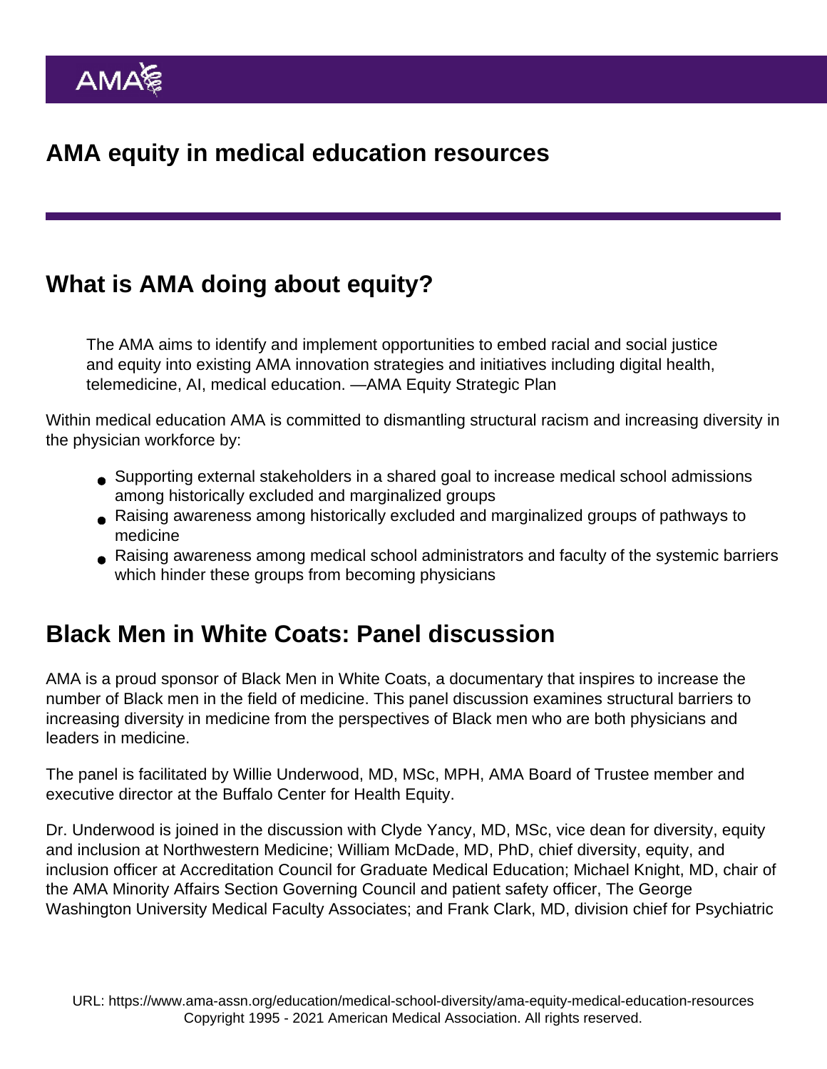# AMA equity in medical education resources

## What is AMA doing about equity?

> The AMA aims to identify and implement opportunities to embed racial and social justice and equity into existing AMA innovation strategies and initiatives including digital health, telemedicine, AI, medical education. —AMA Equity Strategic Plan

Within medical education AMA is committed to dismantling structural racism and increasing diversity in the physician workforce by:

- Supporting external stakeholders in a shared goal to increase medical school admissions among historically excluded and marginalized groups
- Raising awareness among historically excluded and marginalized groups of pathways to medicine
- Raising awareness among medical school administrators and faculty of the systemic barriers which hinder these groups from becoming physicians

## Black Men in White Coats: Panel discussion

AMA is a proud sponsor of Black Men in White Coats, a documentary that inspires to increase the number of Black men in the field of medicine. This panel discussion examines structural barriers to increasing diversity in medicine from the perspectives of Black men who are both physicians and leaders in medicine.

The panel is facilitated by Willie Underwood, MD, MSc, MPH, AMA Board of Trustee member and executive director at the Buffalo Center for Health Equity.

Dr. Underwood is joined in the discussion with Clyde Yancy, MD, MSc, vice dean for diversity, equity and inclusion at Northwestern Medicine; William McDade, MD, PhD, chief diversity, equity, and inclusion officer at Accreditation Council for Graduate Medical Education; Michael Knight, MD, chair of the AMA Minority Affairs Section Governing Council and patient safety officer, The George Washington University Medical Faculty Associates; and Frank Clark, MD, division chief for Psychiatric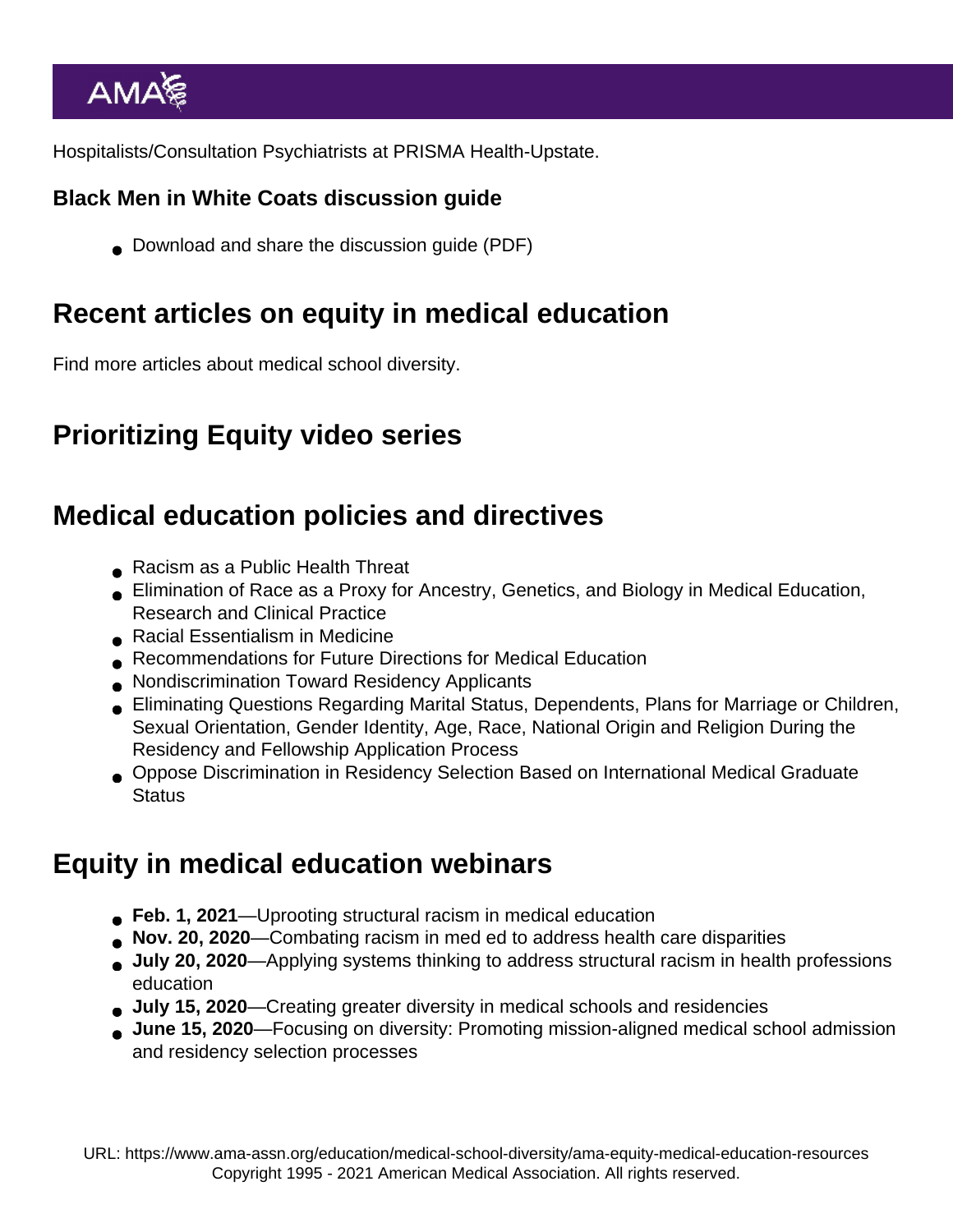Hospitalists/Consultation Psychiatrists at PRISMA Health-Upstate.

### Black Men in White Coats discussion guide

- Download and share the discussion guide (PDF)

## Recent articles on equity in medical education

Find more articles about medical school diversity.

## Prioritizing Equity video series

## Medical education policies and directives

- Racism as a Public Health Threat
- Elimination of Race as a Proxy for Ancestry, Genetics, and Biology in Medical Education, Research and Clinical Practice
- Racial Essentialism in Medicine
- Recommendations for Future Directions for Medical Education
- Nondiscrimination Toward Residency Applicants
- Eliminating Questions Regarding Marital Status, Dependents, Plans for Marriage or Children, Sexual Orientation, Gender Identity, Age, Race, National Origin and Religion During the Residency and Fellowship Application Process
- Oppose Discrimination in Residency Selection Based on International Medical Graduate Status

## Equity in medical education webinars

- **Feb. 1, 2021**—Uprooting structural racism in medical education
- **Nov. 20, 2020**—Combating racism in med ed to address health care disparities
- **July 20, 2020**—Applying systems thinking to address structural racism in health professions education
- **July 15, 2020**—Creating greater diversity in medical schools and residencies
- **June 15, 2020**—Focusing on diversity: Promoting mission-aligned medical school admission and residency selection processes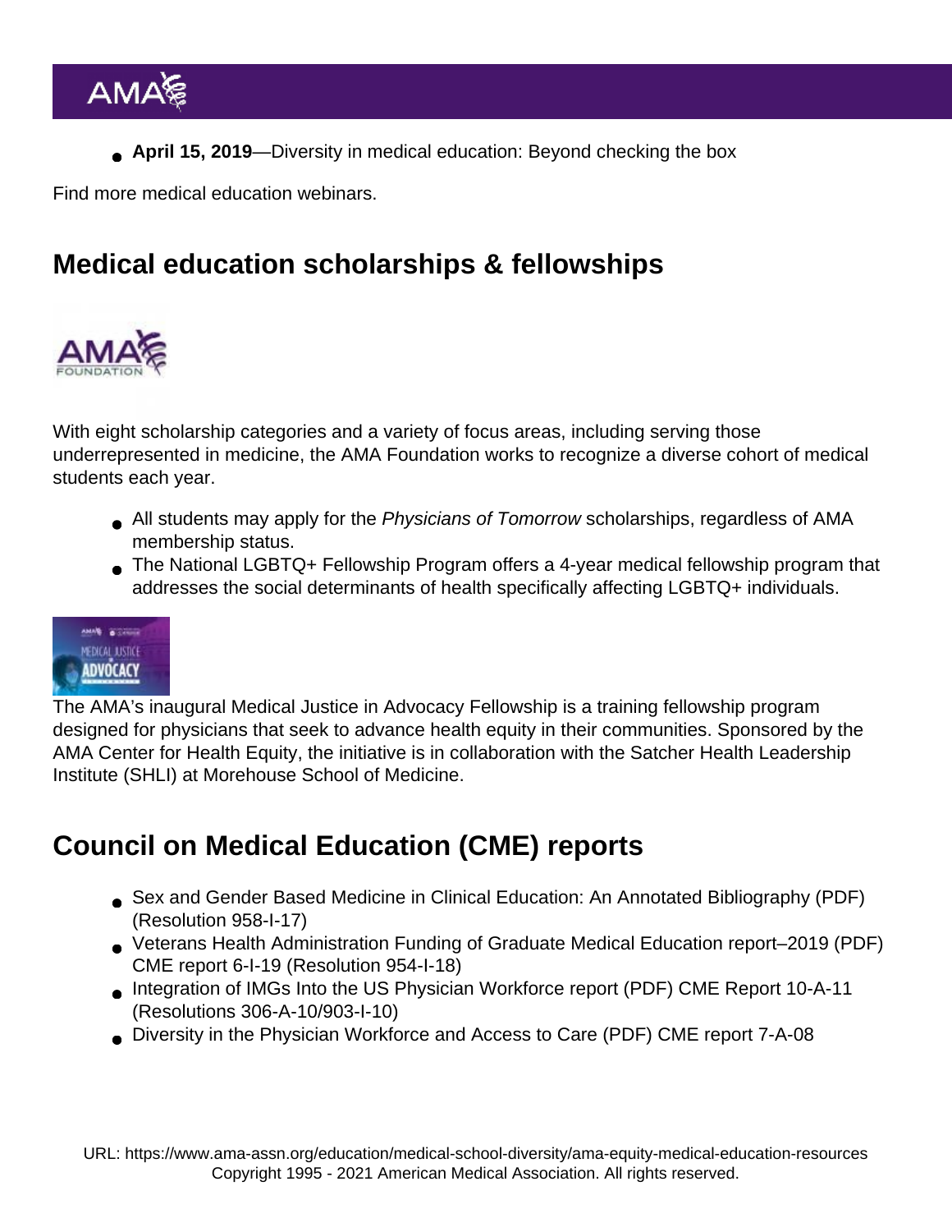- **April 15, 2019**—Diversity in medical education: Beyond checking the box

Find more medical education webinars.

## Medical education scholarships & fellowships

With eight scholarship categories and a variety of focus areas, including serving those underrepresented in medicine, the AMA Foundation works to recognize a diverse cohort of medical students each year.

- All students may apply for the *Physicians of Tomorrow* scholarships, regardless of AMA membership status.
- The National LGBTQ+ Fellowship Program offers a 4-year medical fellowship program that addresses the social determinants of health specifically affecting LGBTQ+ individuals.

The AMA's inaugural Medical Justice in Advocacy Fellowship is a training fellowship program designed for physicians that seek to advance health equity in their communities. Sponsored by the AMA Center for Health Equity, the initiative is in collaboration with the Satcher Health Leadership Institute (SHLI) at Morehouse School of Medicine.

## Council on Medical Education (CME) reports

- Sex and Gender Based Medicine in Clinical Education: An Annotated Bibliography (PDF) (Resolution 958-I-17)
- Veterans Health Administration Funding of Graduate Medical Education report–2019 (PDF) CME report 6-I-19 (Resolution 954-I-18)
- Integration of IMGs Into the US Physician Workforce report (PDF) CME Report 10-A-11 (Resolutions 306-A-10/903-I-10)
- Diversity in the Physician Workforce and Access to Care (PDF) CME report 7-A-08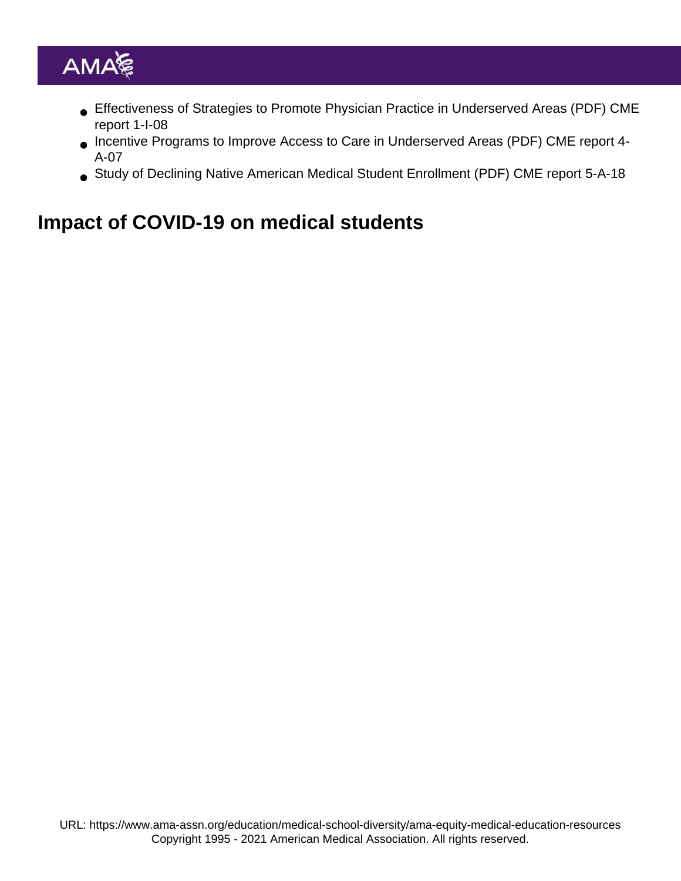- Effectiveness of Strategies to Promote Physician Practice in Underserved Areas (PDF) CME report 1-I-08
- Incentive Programs to Improve Access to Care in Underserved Areas (PDF) CME report 4-A-07
- Study of Declining Native American Medical Student Enrollment (PDF) CME report 5-A-18

## Impact of COVID-19 on medical students